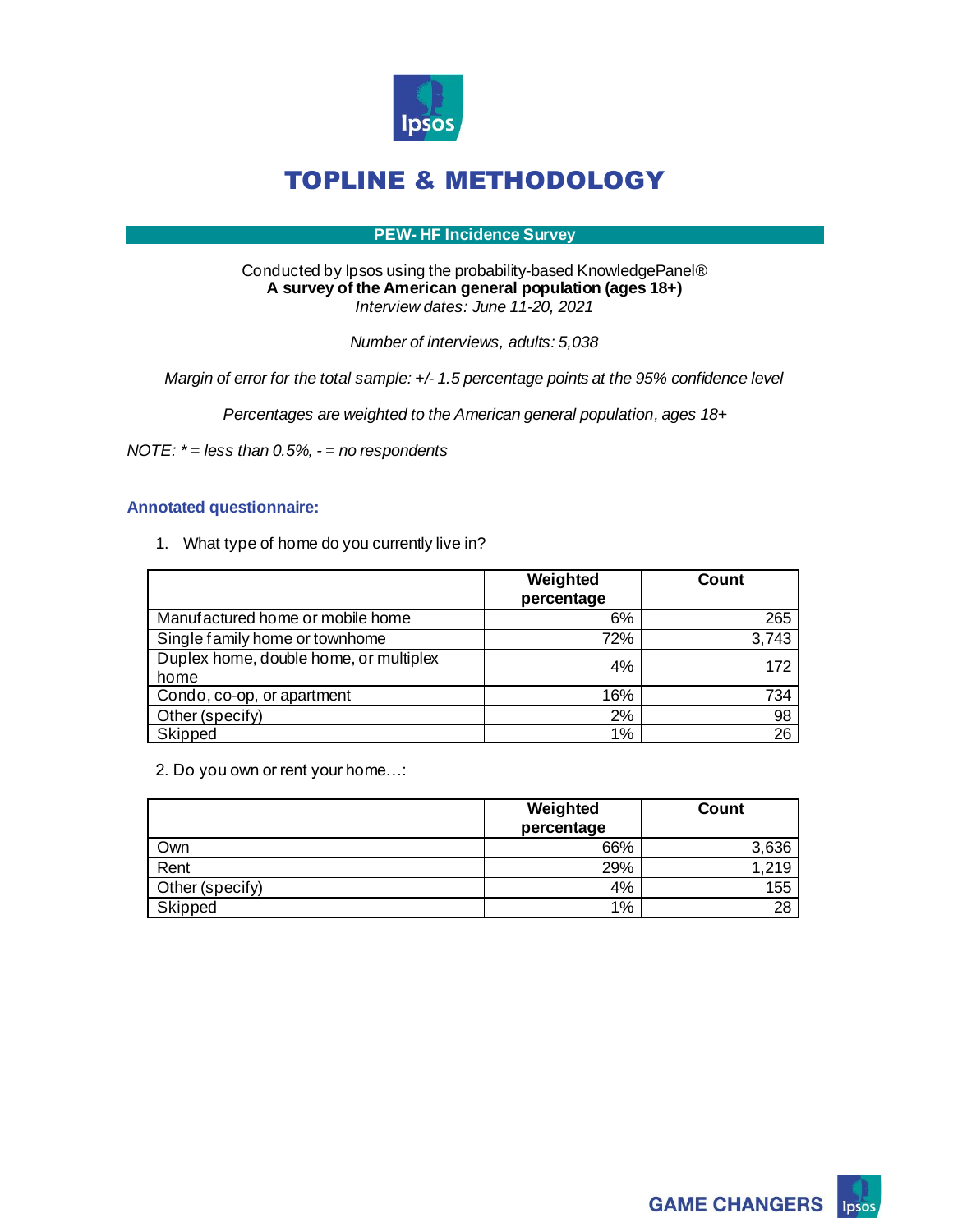# TOPLINE & METHODOLOGY

**PEW- HF Incidence Survey**

Conducted by Ipsos using the probability-based KnowledgePanel®
**A survey of the American general population (ages 18+)**
*Interview dates: June 11-20, 2021*

*Number of interviews, adults: 5,038*

*Margin of error for the total sample: +/- 1.5 percentage points at the 95% confidence level*

*Percentages are weighted to the American general population, ages 18+*

*NOTE: * = less than 0.5%, - = no respondents*

---

### Annotated questionnaire:

1. What type of home do you currently live in?

| | Weighted percentage | Count |
|---|---|---|
| Manufactured home or mobile home | 6% | 265 |
| Single family home or townhome | 72% | 3,743 |
| Duplex home, double home, or multiplex home | 4% | 172 |
| Condo, co-op, or apartment | 16% | 734 |
| Other (specify) | 2% | 98 |
| Skipped | 1% | 26 |

2. Do you own or rent your home…:

| | Weighted percentage | Count |
|---|---|---|
| Own | 66% | 3,636 |
| Rent | 29% | 1,219 |
| Other (specify) | 4% | 155 |
| Skipped | 1% | 28 |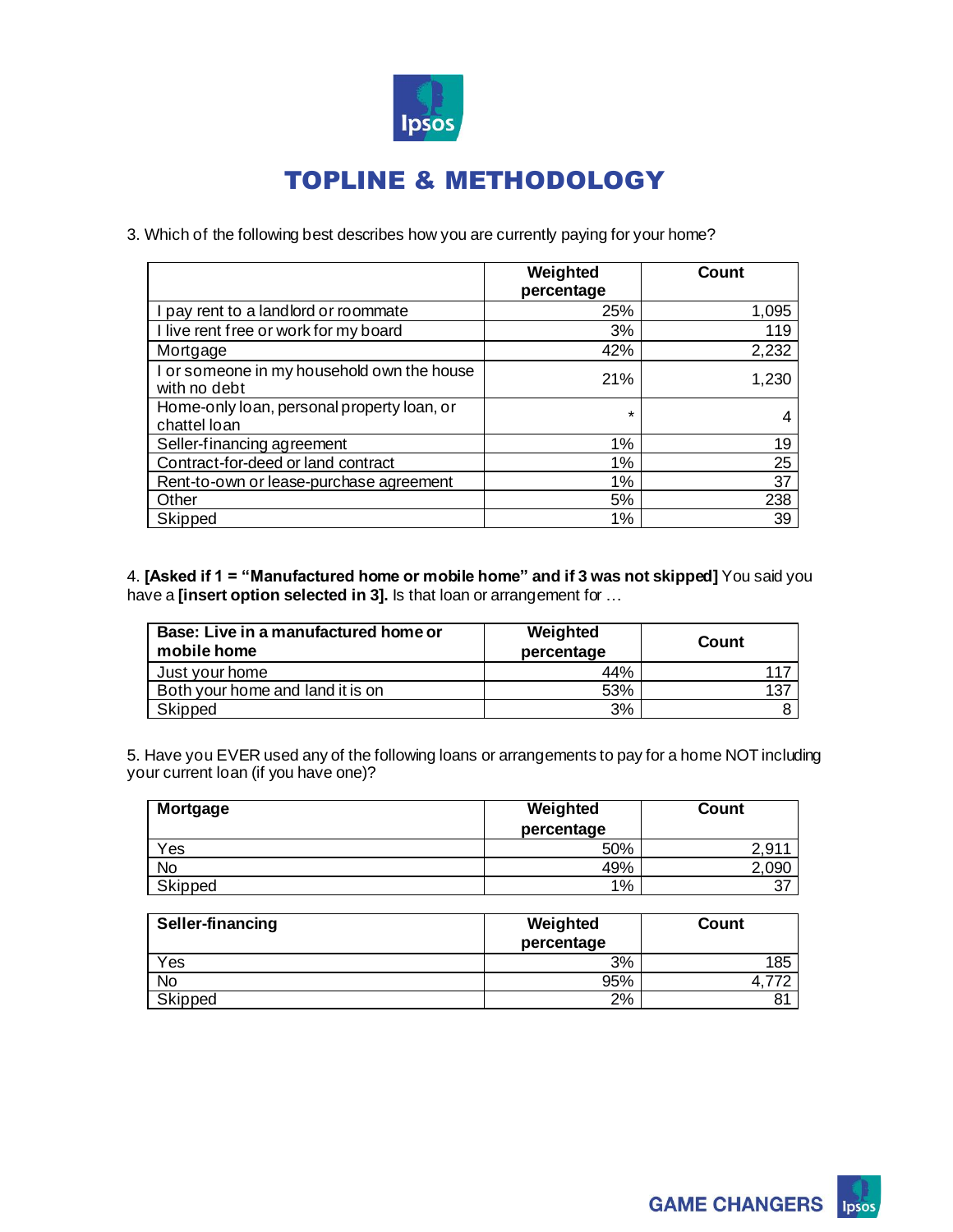# TOPLINE & METHODOLOGY

3. Which of the following best describes how you are currently paying for your home?

| | Weighted percentage | Count |
|---|---|---|
| I pay rent to a landlord or roommate | 25% | 1,095 |
| I live rent free or work for my board | 3% | 119 |
| Mortgage | 42% | 2,232 |
| I or someone in my household own the house with no debt | 21% | 1,230 |
| Home-only loan, personal property loan, or chattel loan | * | 4 |
| Seller-financing agreement | 1% | 19 |
| Contract-for-deed or land contract | 1% | 25 |
| Rent-to-own or lease-purchase agreement | 1% | 37 |
| Other | 5% | 238 |
| Skipped | 1% | 39 |

4. **[Asked if 1 = "Manufactured home or mobile home" and if 3 was not skipped]** You said you have a **[insert option selected in 3].** Is that loan or arrangement for …

| Base: Live in a manufactured home or mobile home | Weighted percentage | Count |
|---|---|---|
| Just your home | 44% | 117 |
| Both your home and land it is on | 53% | 137 |
| Skipped | 3% | 8 |

5. Have you EVER used any of the following loans or arrangements to pay for a home NOT including your current loan (if you have one)?

| Mortgage | Weighted percentage | Count |
|---|---|---|
| Yes | 50% | 2,911 |
| No | 49% | 2,090 |
| Skipped | 1% | 37 |

| Seller-financing | Weighted percentage | Count |
|---|---|---|
| Yes | 3% | 185 |
| No | 95% | 4,772 |
| Skipped | 2% | 81 |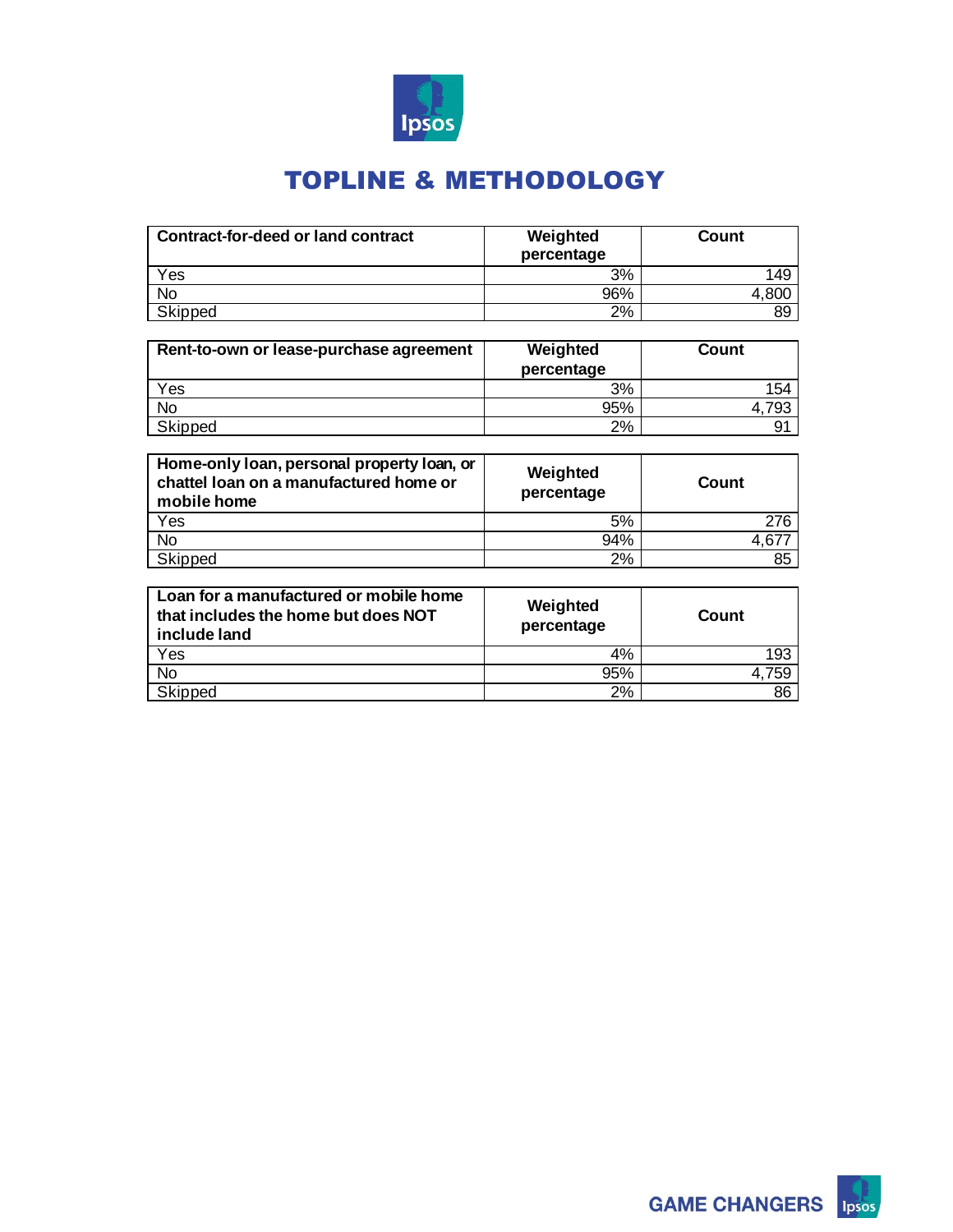# TOPLINE & METHODOLOGY

| Contract-for-deed or land contract | Weighted percentage | Count |
|---|---|---|
| Yes | 3% | 149 |
| No | 96% | 4,800 |
| Skipped | 2% | 89 |

| Rent-to-own or lease-purchase agreement | Weighted percentage | Count |
|---|---|---|
| Yes | 3% | 154 |
| No | 95% | 4,793 |
| Skipped | 2% | 91 |

| Home-only loan, personal property loan, or chattel loan on a manufactured home or mobile home | Weighted percentage | Count |
|---|---|---|
| Yes | 5% | 276 |
| No | 94% | 4,677 |
| Skipped | 2% | 85 |

| Loan for a manufactured or mobile home that includes the home but does NOT include land | Weighted percentage | Count |
|---|---|---|
| Yes | 4% | 193 |
| No | 95% | 4,759 |
| Skipped | 2% | 86 |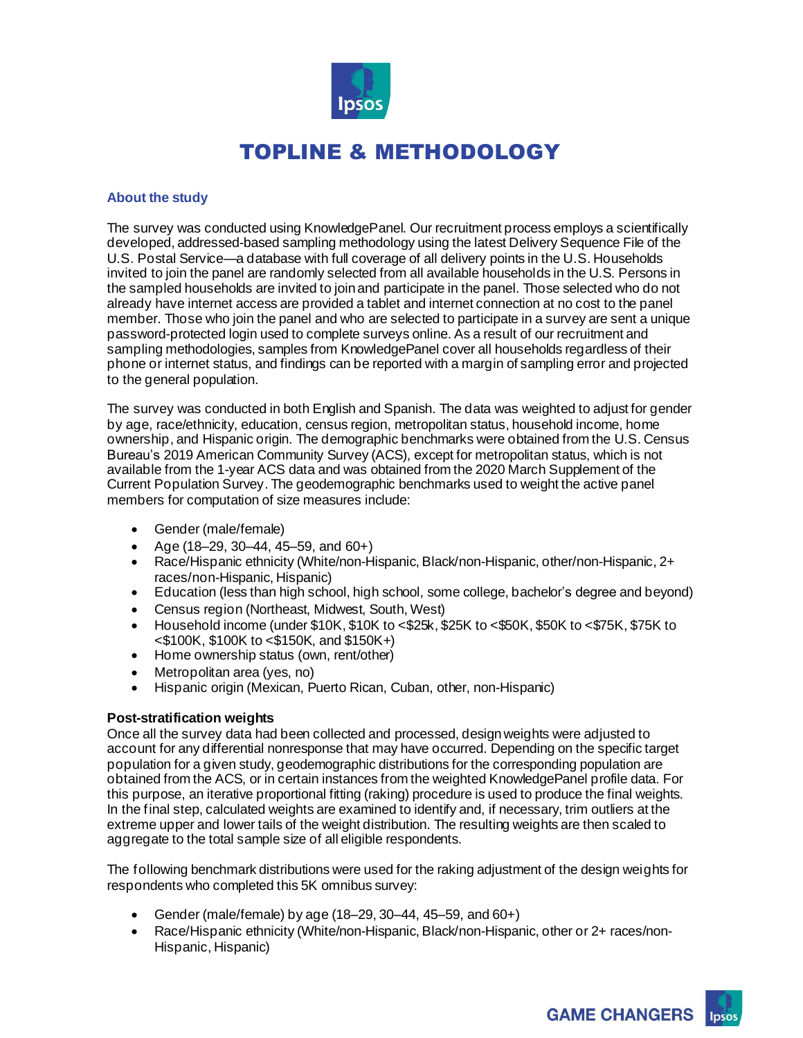# TOPLINE & METHODOLOGY

### About the study

The survey was conducted using KnowledgePanel. Our recruitment process employs a scientifically developed, addressed-based sampling methodology using the latest Delivery Sequence File of the U.S. Postal Service—a database with full coverage of all delivery points in the U.S. Households invited to join the panel are randomly selected from all available households in the U.S. Persons in the sampled households are invited to join and participate in the panel. Those selected who do not already have internet access are provided a tablet and internet connection at no cost to the panel member. Those who join the panel and who are selected to participate in a survey are sent a unique password-protected login used to complete surveys online. As a result of our recruitment and sampling methodologies, samples from KnowledgePanel cover all households regardless of their phone or internet status, and findings can be reported with a margin of sampling error and projected to the general population.

The survey was conducted in both English and Spanish. The data was weighted to adjust for gender by age, race/ethnicity, education, census region, metropolitan status, household income, home ownership, and Hispanic origin. The demographic benchmarks were obtained from the U.S. Census Bureau's 2019 American Community Survey (ACS), except for metropolitan status, which is not available from the 1-year ACS data and was obtained from the 2020 March Supplement of the Current Population Survey. The geodemographic benchmarks used to weight the active panel members for computation of size measures include:

- Gender (male/female)
- Age (18–29, 30–44, 45–59, and 60+)
- Race/Hispanic ethnicity (White/non-Hispanic, Black/non-Hispanic, other/non-Hispanic, 2+ races/non-Hispanic, Hispanic)
- Education (less than high school, high school, some college, bachelor's degree and beyond)
- Census region (Northeast, Midwest, South, West)
- Household income (under $10K, $10K to <$25k, $25K to <$50K, $50K to <$75K, $75K to <$100K, $100K to <$150K, and $150K+)
- Home ownership status (own, rent/other)
- Metropolitan area (yes, no)
- Hispanic origin (Mexican, Puerto Rican, Cuban, other, non-Hispanic)

**Post-stratification weights**

Once all the survey data had been collected and processed, design weights were adjusted to account for any differential nonresponse that may have occurred. Depending on the specific target population for a given study, geodemographic distributions for the corresponding population are obtained from the ACS, or in certain instances from the weighted KnowledgePanel profile data. For this purpose, an iterative proportional fitting (raking) procedure is used to produce the final weights. In the final step, calculated weights are examined to identify and, if necessary, trim outliers at the extreme upper and lower tails of the weight distribution. The resulting weights are then scaled to aggregate to the total sample size of all eligible respondents.

The following benchmark distributions were used for the raking adjustment of the design weights for respondents who completed this 5K omnibus survey:

- Gender (male/female) by age (18–29, 30–44, 45–59, and 60+)
- Race/Hispanic ethnicity (White/non-Hispanic, Black/non-Hispanic, other or 2+ races/non-Hispanic, Hispanic)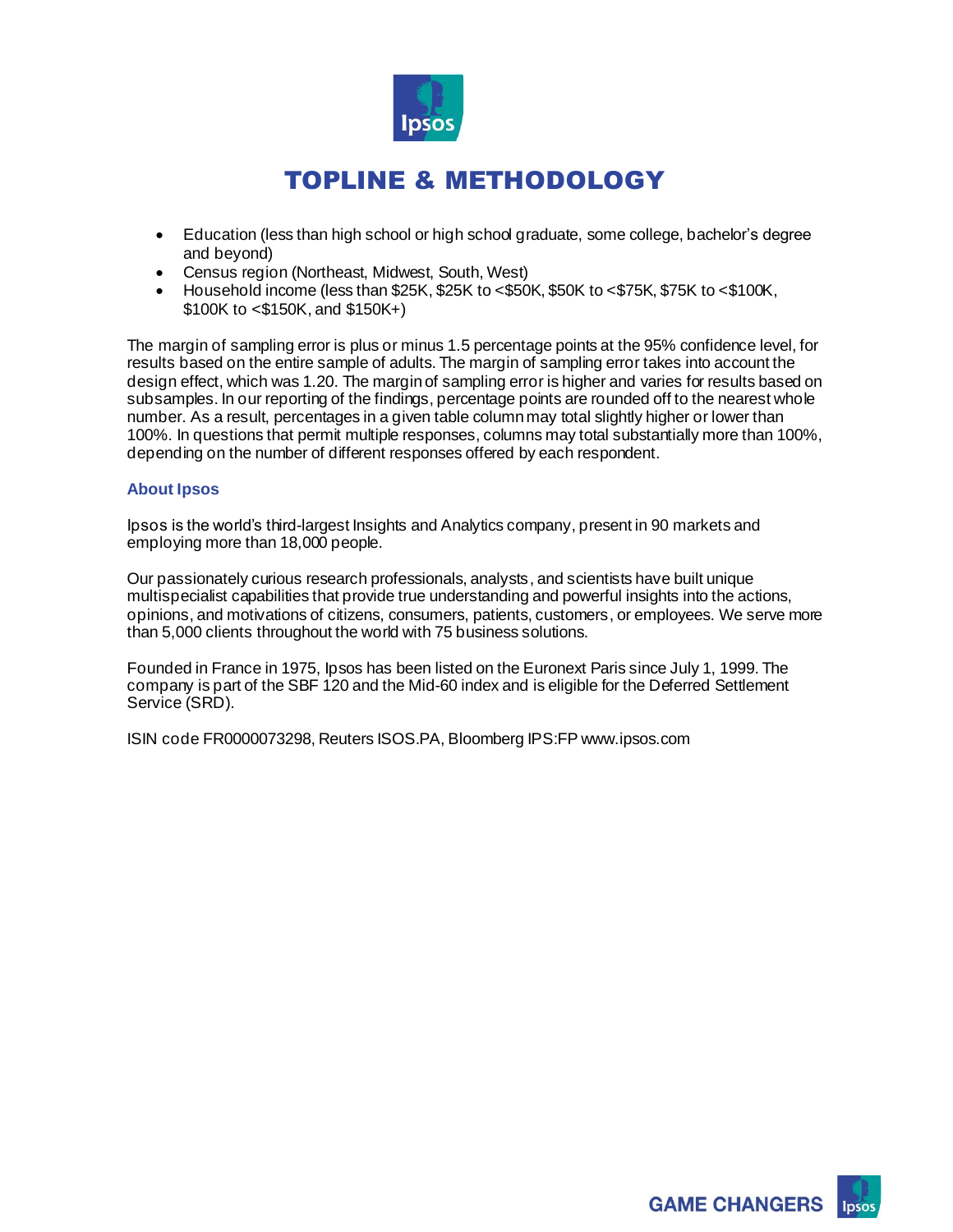# TOPLINE & METHODOLOGY

- Education (less than high school or high school graduate, some college, bachelor's degree and beyond)
- Census region (Northeast, Midwest, South, West)
- Household income (less than $25K, $25K to <$50K, $50K to <$75K, $75K to <$100K, $100K to <$150K, and $150K+)

The margin of sampling error is plus or minus 1.5 percentage points at the 95% confidence level, for results based on the entire sample of adults. The margin of sampling error takes into account the design effect, which was 1.20. The margin of sampling error is higher and varies for results based on subsamples. In our reporting of the findings, percentage points are rounded off to the nearest whole number. As a result, percentages in a given table column may total slightly higher or lower than 100%. In questions that permit multiple responses, columns may total substantially more than 100%, depending on the number of different responses offered by each respondent.

### About Ipsos

Ipsos is the world's third-largest Insights and Analytics company, present in 90 markets and employing more than 18,000 people.

Our passionately curious research professionals, analysts, and scientists have built unique multispecialist capabilities that provide true understanding and powerful insights into the actions, opinions, and motivations of citizens, consumers, patients, customers, or employees. We serve more than 5,000 clients throughout the world with 75 business solutions.

Founded in France in 1975, Ipsos has been listed on the Euronext Paris since July 1, 1999. The company is part of the SBF 120 and the Mid-60 index and is eligible for the Deferred Settlement Service (SRD).

ISIN code FR0000073298, Reuters ISOS.PA, Bloomberg IPS:FP www.ipsos.com